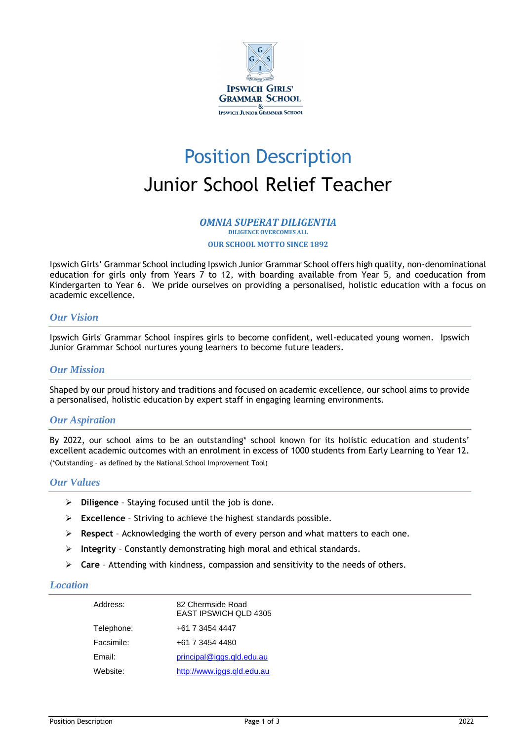Ipswich Girls' Grammar School & Ipswich Junior Grammar School

# Position Description

# Junior School Relief Teacher

***OMNIA SUPERAT DILIGENTIA***

DILIGENCE OVERCOMES ALL

OUR SCHOOL MOTTO SINCE 1892

Ipswich Girls' Grammar School including Ipswich Junior Grammar School offers high quality, non-denominational education for girls only from Years 7 to 12, with boarding available from Year 5, and coeducation from Kindergarten to Year 6. We pride ourselves on providing a personalised, holistic education with a focus on academic excellence.

## *Our Vision*

Ipswich Girls' Grammar School inspires girls to become confident, well-educated young women. Ipswich Junior Grammar School nurtures young learners to become future leaders.

## *Our Mission*

Shaped by our proud history and traditions and focused on academic excellence, our school aims to provide a personalised, holistic education by expert staff in engaging learning environments.

## *Our Aspiration*

By 2022, our school aims to be an outstanding* school known for its holistic education and students' excellent academic outcomes with an enrolment in excess of 1000 students from Early Learning to Year 12.

(*Outstanding – as defined by the National School Improvement Tool)

## *Our Values*

- **Diligence** – Staying focused until the job is done.
- **Excellence** – Striving to achieve the highest standards possible.
- **Respect** – Acknowledging the worth of every person and what matters to each one.
- **Integrity** – Constantly demonstrating high moral and ethical standards.
- **Care** – Attending with kindness, compassion and sensitivity to the needs of others.

## *Location*

| | |
|---|---|
| Address: | 82 Chermside Road<br>EAST IPSWICH QLD 4305 |
| Telephone: | +61 7 3454 4447 |
| Facsimile: | +61 7 3454 4480 |
| Email: | principal@iggs.qld.edu.au |
| Website: | http://www.iggs.qld.edu.au |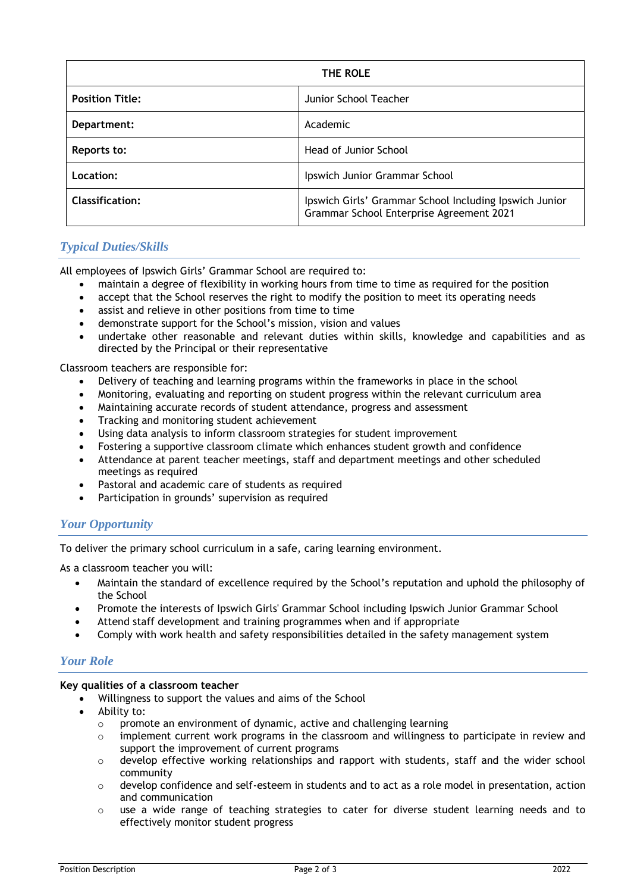| THE ROLE | |
|---|---|
| **Position Title:** | Junior School Teacher |
| **Department:** | Academic |
| **Reports to:** | Head of Junior School |
| **Location:** | Ipswich Junior Grammar School |
| **Classification:** | Ipswich Girls' Grammar School Including Ipswich Junior Grammar School Enterprise Agreement 2021 |

## *Typical Duties/Skills*

All employees of Ipswich Girls' Grammar School are required to:

- maintain a degree of flexibility in working hours from time to time as required for the position
- accept that the School reserves the right to modify the position to meet its operating needs
- assist and relieve in other positions from time to time
- demonstrate support for the School's mission, vision and values
- undertake other reasonable and relevant duties within skills, knowledge and capabilities and as directed by the Principal or their representative

Classroom teachers are responsible for:

- Delivery of teaching and learning programs within the frameworks in place in the school
- Monitoring, evaluating and reporting on student progress within the relevant curriculum area
- Maintaining accurate records of student attendance, progress and assessment
- Tracking and monitoring student achievement
- Using data analysis to inform classroom strategies for student improvement
- Fostering a supportive classroom climate which enhances student growth and confidence
- Attendance at parent teacher meetings, staff and department meetings and other scheduled meetings as required
- Pastoral and academic care of students as required
- Participation in grounds' supervision as required

## *Your Opportunity*

To deliver the primary school curriculum in a safe, caring learning environment.

As a classroom teacher you will:

- Maintain the standard of excellence required by the School's reputation and uphold the philosophy of the School
- Promote the interests of Ipswich Girls' Grammar School including Ipswich Junior Grammar School
- Attend staff development and training programmes when and if appropriate
- Comply with work health and safety responsibilities detailed in the safety management system

## *Your Role*

**Key qualities of a classroom teacher**

- Willingness to support the values and aims of the School
- Ability to:
  - promote an environment of dynamic, active and challenging learning
  - implement current work programs in the classroom and willingness to participate in review and support the improvement of current programs
  - develop effective working relationships and rapport with students, staff and the wider school community
  - develop confidence and self-esteem in students and to act as a role model in presentation, action and communication
  - use a wide range of teaching strategies to cater for diverse student learning needs and to effectively monitor student progress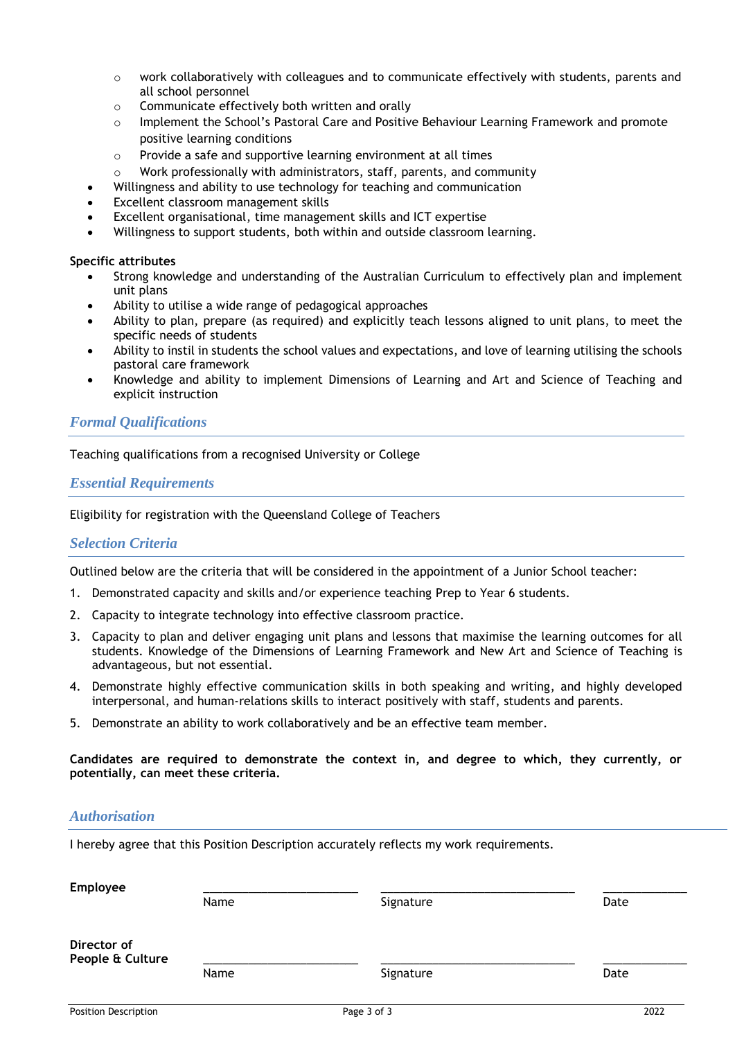- work collaboratively with colleagues and to communicate effectively with students, parents and all school personnel
    - Communicate effectively both written and orally
    - Implement the School's Pastoral Care and Positive Behaviour Learning Framework and promote positive learning conditions
    - Provide a safe and supportive learning environment at all times
    - Work professionally with administrators, staff, parents, and community
- Willingness and ability to use technology for teaching and communication
- Excellent classroom management skills
- Excellent organisational, time management skills and ICT expertise
- Willingness to support students, both within and outside classroom learning.

**Specific attributes**

- Strong knowledge and understanding of the Australian Curriculum to effectively plan and implement unit plans
- Ability to utilise a wide range of pedagogical approaches
- Ability to plan, prepare (as required) and explicitly teach lessons aligned to unit plans, to meet the specific needs of students
- Ability to instil in students the school values and expectations, and love of learning utilising the schools pastoral care framework
- Knowledge and ability to implement Dimensions of Learning and Art and Science of Teaching and explicit instruction

## *Formal Qualifications*

Teaching qualifications from a recognised University or College

## *Essential Requirements*

Eligibility for registration with the Queensland College of Teachers

## *Selection Criteria*

Outlined below are the criteria that will be considered in the appointment of a Junior School teacher:

1. Demonstrated capacity and skills and/or experience teaching Prep to Year 6 students.
2. Capacity to integrate technology into effective classroom practice.
3. Capacity to plan and deliver engaging unit plans and lessons that maximise the learning outcomes for all students. Knowledge of the Dimensions of Learning Framework and New Art and Science of Teaching is advantageous, but not essential.
4. Demonstrate highly effective communication skills in both speaking and writing, and highly developed interpersonal, and human-relations skills to interact positively with staff, students and parents.
5. Demonstrate an ability to work collaboratively and be an effective team member.

**Candidates are required to demonstrate the context in, and degree to which, they currently, or potentially, can meet these criteria.**

## *Authorisation*

I hereby agree that this Position Description accurately reflects my work requirements.

| | | | |
|---|---|---|---|
| **Employee** | ______________________ Name | ______________________ Signature | ____________ Date |
| **Director of People & Culture** | ______________________ Name | ______________________ Signature | ____________ Date |